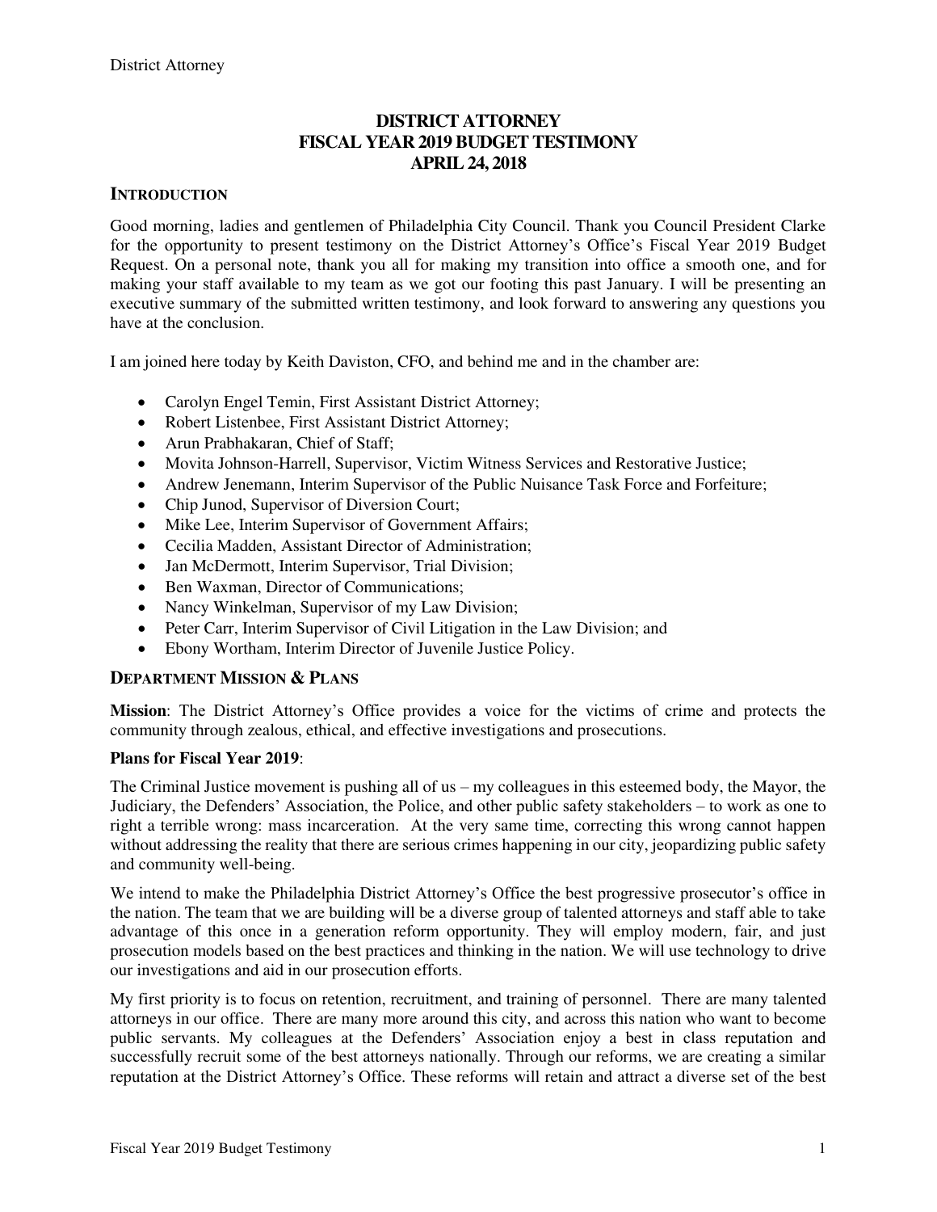# DISTRICT ATTORNEY
# FISCAL YEAR 2019 BUDGET TESTIMONY
# APRIL 24, 2018

## INTRODUCTION

Good morning, ladies and gentlemen of Philadelphia City Council. Thank you Council President Clarke for the opportunity to present testimony on the District Attorney's Office's Fiscal Year 2019 Budget Request. On a personal note, thank you all for making my transition into office a smooth one, and for making your staff available to my team as we got our footing this past January. I will be presenting an executive summary of the submitted written testimony, and look forward to answering any questions you have at the conclusion.

I am joined here today by Keith Daviston, CFO, and behind me and in the chamber are:

- Carolyn Engel Temin, First Assistant District Attorney;
- Robert Listenbee, First Assistant District Attorney;
- Arun Prabhakaran, Chief of Staff;
- Movita Johnson-Harrell, Supervisor, Victim Witness Services and Restorative Justice;
- Andrew Jenemann, Interim Supervisor of the Public Nuisance Task Force and Forfeiture;
- Chip Junod, Supervisor of Diversion Court;
- Mike Lee, Interim Supervisor of Government Affairs;
- Cecilia Madden, Assistant Director of Administration;
- Jan McDermott, Interim Supervisor, Trial Division;
- Ben Waxman, Director of Communications;
- Nancy Winkelman, Supervisor of my Law Division;
- Peter Carr, Interim Supervisor of Civil Litigation in the Law Division; and
- Ebony Wortham, Interim Director of Juvenile Justice Policy.

## DEPARTMENT MISSION & PLANS

**Mission**: The District Attorney's Office provides a voice for the victims of crime and protects the community through zealous, ethical, and effective investigations and prosecutions.

**Plans for Fiscal Year 2019**:

The Criminal Justice movement is pushing all of us – my colleagues in this esteemed body, the Mayor, the Judiciary, the Defenders' Association, the Police, and other public safety stakeholders – to work as one to right a terrible wrong: mass incarceration. At the very same time, correcting this wrong cannot happen without addressing the reality that there are serious crimes happening in our city, jeopardizing public safety and community well-being.

We intend to make the Philadelphia District Attorney's Office the best progressive prosecutor's office in the nation. The team that we are building will be a diverse group of talented attorneys and staff able to take advantage of this once in a generation reform opportunity. They will employ modern, fair, and just prosecution models based on the best practices and thinking in the nation. We will use technology to drive our investigations and aid in our prosecution efforts.

My first priority is to focus on retention, recruitment, and training of personnel. There are many talented attorneys in our office. There are many more around this city, and across this nation who want to become public servants. My colleagues at the Defenders' Association enjoy a best in class reputation and successfully recruit some of the best attorneys nationally. Through our reforms, we are creating a similar reputation at the District Attorney's Office. These reforms will retain and attract a diverse set of the best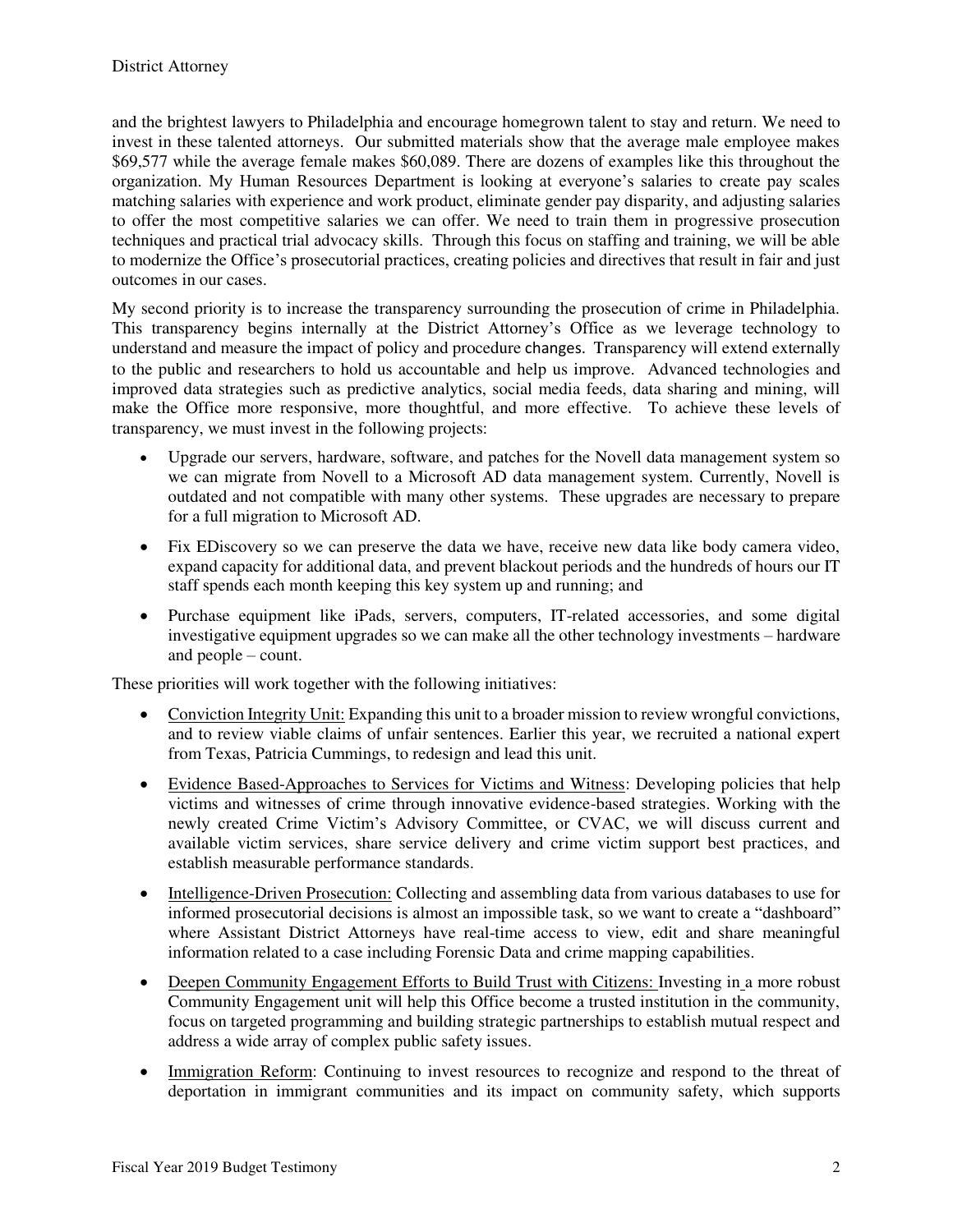and the brightest lawyers to Philadelphia and encourage homegrown talent to stay and return. We need to invest in these talented attorneys. Our submitted materials show that the average male employee makes $69,577 while the average female makes $60,089. There are dozens of examples like this throughout the organization. My Human Resources Department is looking at everyone's salaries to create pay scales matching salaries with experience and work product, eliminate gender pay disparity, and adjusting salaries to offer the most competitive salaries we can offer. We need to train them in progressive prosecution techniques and practical trial advocacy skills. Through this focus on staffing and training, we will be able to modernize the Office's prosecutorial practices, creating policies and directives that result in fair and just outcomes in our cases.

My second priority is to increase the transparency surrounding the prosecution of crime in Philadelphia. This transparency begins internally at the District Attorney's Office as we leverage technology to understand and measure the impact of policy and procedure changes. Transparency will extend externally to the public and researchers to hold us accountable and help us improve. Advanced technologies and improved data strategies such as predictive analytics, social media feeds, data sharing and mining, will make the Office more responsive, more thoughtful, and more effective. To achieve these levels of transparency, we must invest in the following projects:

- Upgrade our servers, hardware, software, and patches for the Novell data management system so we can migrate from Novell to a Microsoft AD data management system. Currently, Novell is outdated and not compatible with many other systems. These upgrades are necessary to prepare for a full migration to Microsoft AD.
- Fix EDiscovery so we can preserve the data we have, receive new data like body camera video, expand capacity for additional data, and prevent blackout periods and the hundreds of hours our IT staff spends each month keeping this key system up and running; and
- Purchase equipment like iPads, servers, computers, IT-related accessories, and some digital investigative equipment upgrades so we can make all the other technology investments – hardware and people – count.

These priorities will work together with the following initiatives:

- <u>Conviction Integrity Unit:</u> Expanding this unit to a broader mission to review wrongful convictions, and to review viable claims of unfair sentences. Earlier this year, we recruited a national expert from Texas, Patricia Cummings, to redesign and lead this unit.
- <u>Evidence Based-Approaches to Services for Victims and Witness</u>: Developing policies that help victims and witnesses of crime through innovative evidence-based strategies. Working with the newly created Crime Victim's Advisory Committee, or CVAC, we will discuss current and available victim services, share service delivery and crime victim support best practices, and establish measurable performance standards.
- <u>Intelligence-Driven Prosecution:</u> Collecting and assembling data from various databases to use for informed prosecutorial decisions is almost an impossible task, so we want to create a "dashboard" where Assistant District Attorneys have real-time access to view, edit and share meaningful information related to a case including Forensic Data and crime mapping capabilities.
- <u>Deepen Community Engagement Efforts to Build Trust with Citizens:</u> Investing in a more robust Community Engagement unit will help this Office become a trusted institution in the community, focus on targeted programming and building strategic partnerships to establish mutual respect and address a wide array of complex public safety issues.
- <u>Immigration Reform</u>: Continuing to invest resources to recognize and respond to the threat of deportation in immigrant communities and its impact on community safety, which supports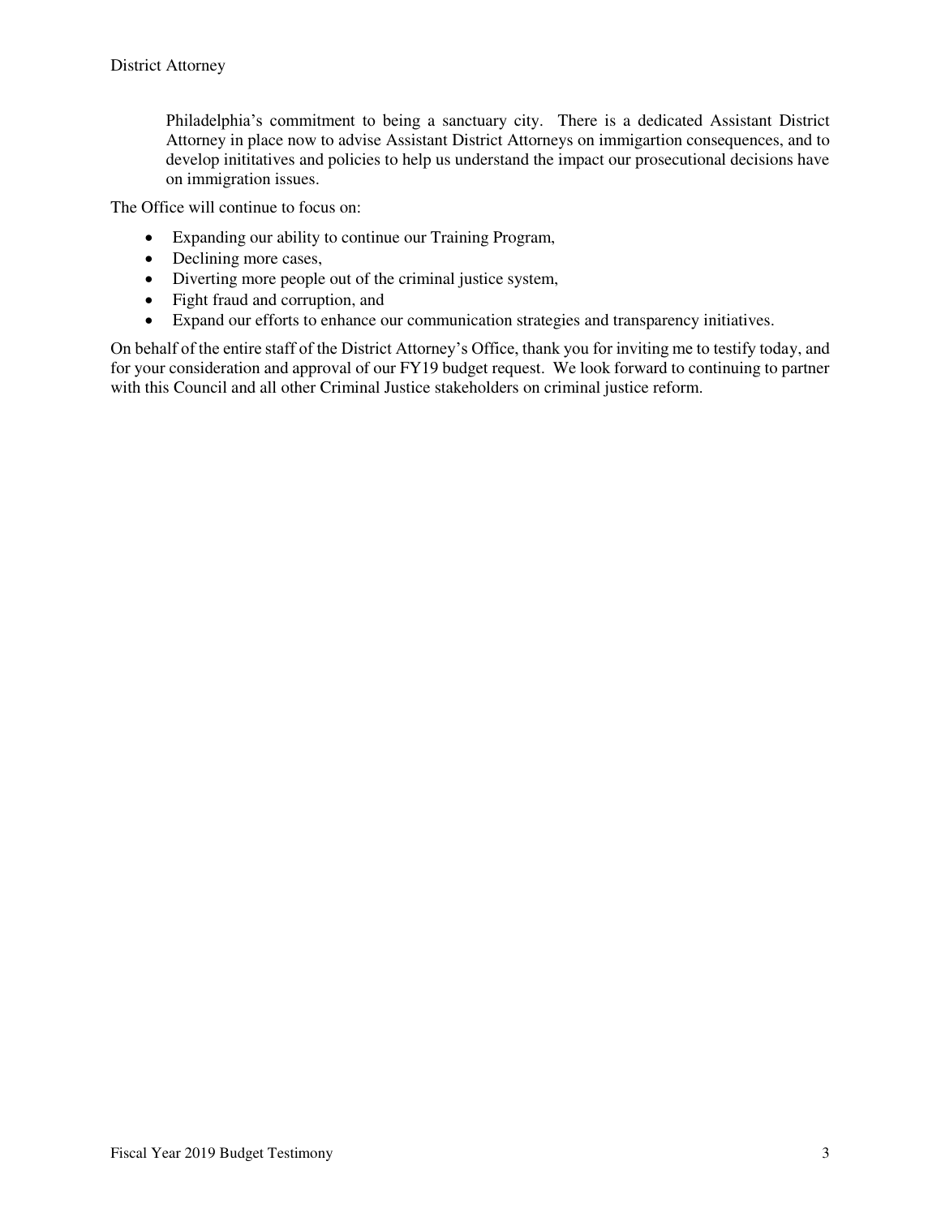Philadelphia's commitment to being a sanctuary city. There is a dedicated Assistant District Attorney in place now to advise Assistant District Attorneys on immigartion consequences, and to develop inititatives and policies to help us understand the impact our prosecutional decisions have on immigration issues.

The Office will continue to focus on:

- Expanding our ability to continue our Training Program,
- Declining more cases,
- Diverting more people out of the criminal justice system,
- Fight fraud and corruption, and
- Expand our efforts to enhance our communication strategies and transparency initiatives.

On behalf of the entire staff of the District Attorney's Office, thank you for inviting me to testify today, and for your consideration and approval of our FY19 budget request. We look forward to continuing to partner with this Council and all other Criminal Justice stakeholders on criminal justice reform.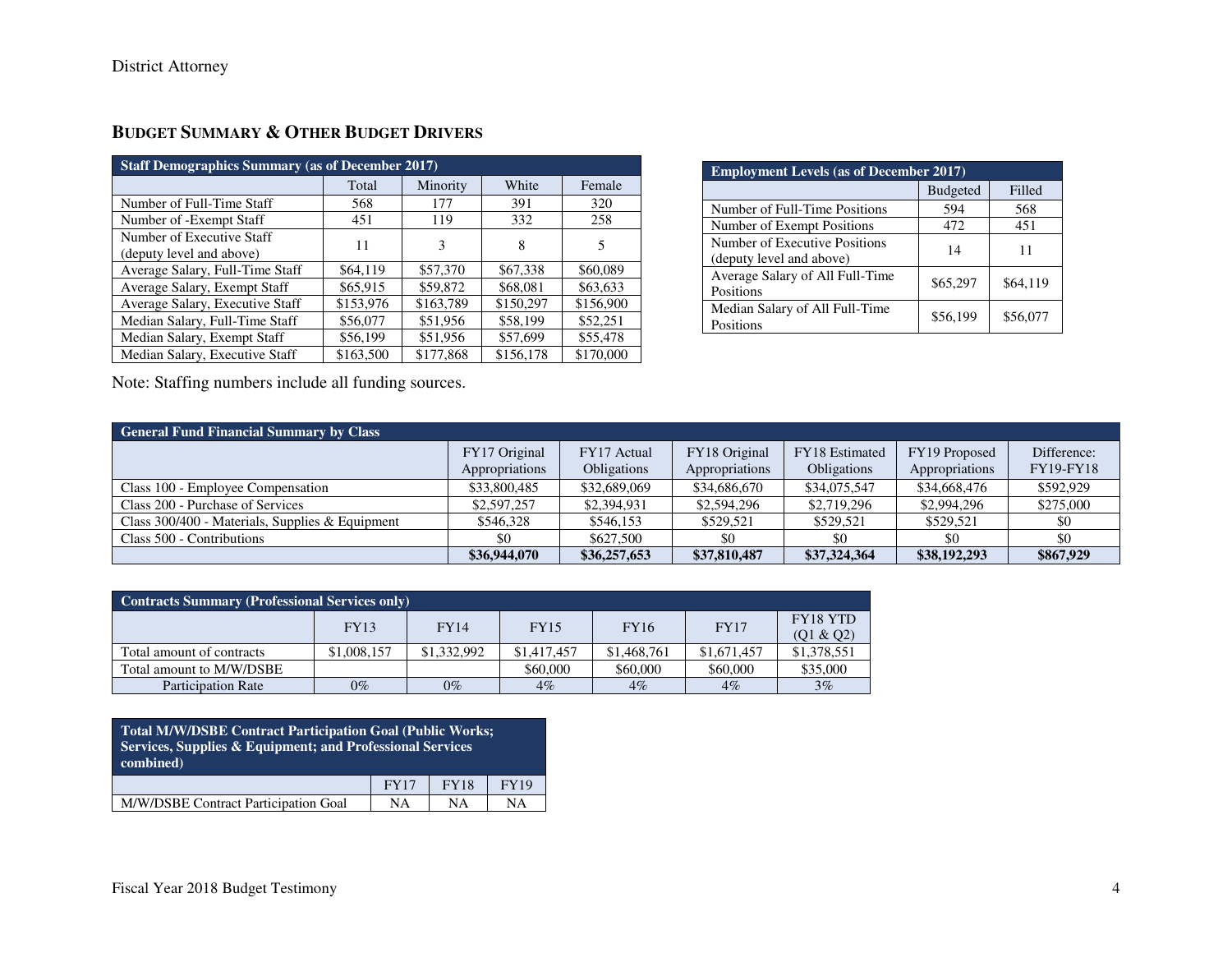## Budget Summary & Other Budget Drivers

| Staff Demographics Summary (as of December 2017) | | | | |
|---|---|---|---|---|
| | Total | Minority | White | Female |
| Number of Full-Time Staff | 568 | 177 | 391 | 320 |
| Number of -Exempt Staff | 451 | 119 | 332 | 258 |
| Number of Executive Staff (deputy level and above) | 11 | 3 | 8 | 5 |
| Average Salary, Full-Time Staff | $64,119 | $57,370 | $67,338 | $60,089 |
| Average Salary, Exempt Staff | $65,915 | $59,872 | $68,081 | $63,633 |
| Average Salary, Executive Staff | $153,976 | $163,789 | $150,297 | $156,900 |
| Median Salary, Full-Time Staff | $56,077 | $51,956 | $58,199 | $52,251 |
| Median Salary, Exempt Staff | $56,199 | $51,956 | $57,699 | $55,478 |
| Median Salary, Executive Staff | $163,500 | $177,868 | $156,178 | $170,000 |

Note: Staffing numbers include all funding sources.

| Employment Levels (as of December 2017) | | |
|---|---|---|
| | Budgeted | Filled |
| Number of Full-Time Positions | 594 | 568 |
| Number of Exempt Positions | 472 | 451 |
| Number of Executive Positions (deputy level and above) | 14 | 11 |
| Average Salary of All Full-Time Positions | $65,297 | $64,119 |
| Median Salary of All Full-Time Positions | $56,199 | $56,077 |

| General Fund Financial Summary by Class | | | | | | |
|---|---|---|---|---|---|---|
| | FY17 Original Appropriations | FY17 Actual Obligations | FY18 Original Appropriations | FY18 Estimated Obligations | FY19 Proposed Appropriations | Difference: FY19-FY18 |
| Class 100 - Employee Compensation | $33,800,485 | $32,689,069 | $34,686,670 | $34,075,547 | $34,668,476 | $592,929 |
| Class 200 - Purchase of Services | $2,597,257 | $2,394,931 | $2,594,296 | $2,719,296 | $2,994,296 | $275,000 |
| Class 300/400 - Materials, Supplies & Equipment | $546,328 | $546,153 | $529,521 | $529,521 | $529,521 | $0 |
| Class 500 - Contributions | $0 | $627,500 | $0 | $0 | $0 | $0 |
| | **$36,944,070** | **$36,257,653** | **$37,810,487** | **$37,324,364** | **$38,192,293** | **$867,929** |

| Contracts Summary (Professional Services only) | | | | | | |
|---|---|---|---|---|---|---|
| | FY13 | FY14 | FY15 | FY16 | FY17 | FY18 YTD (Q1 & Q2) |
| Total amount of contracts | $1,008,157 | $1,332,992 | $1,417,457 | $1,468,761 | $1,671,457 | $1,378,551 |
| Total amount to M/W/DSBE | | | $60,000 | $60,000 | $60,000 | $35,000 |
| Participation Rate | 0% | 0% | 4% | 4% | 4% | 3% |

| Total M/W/DSBE Contract Participation Goal (Public Works; Services, Supplies & Equipment; and Professional Services combined) | | | |
|---|---|---|---|
| | FY17 | FY18 | FY19 |
| M/W/DSBE Contract Participation Goal | NA | NA | NA |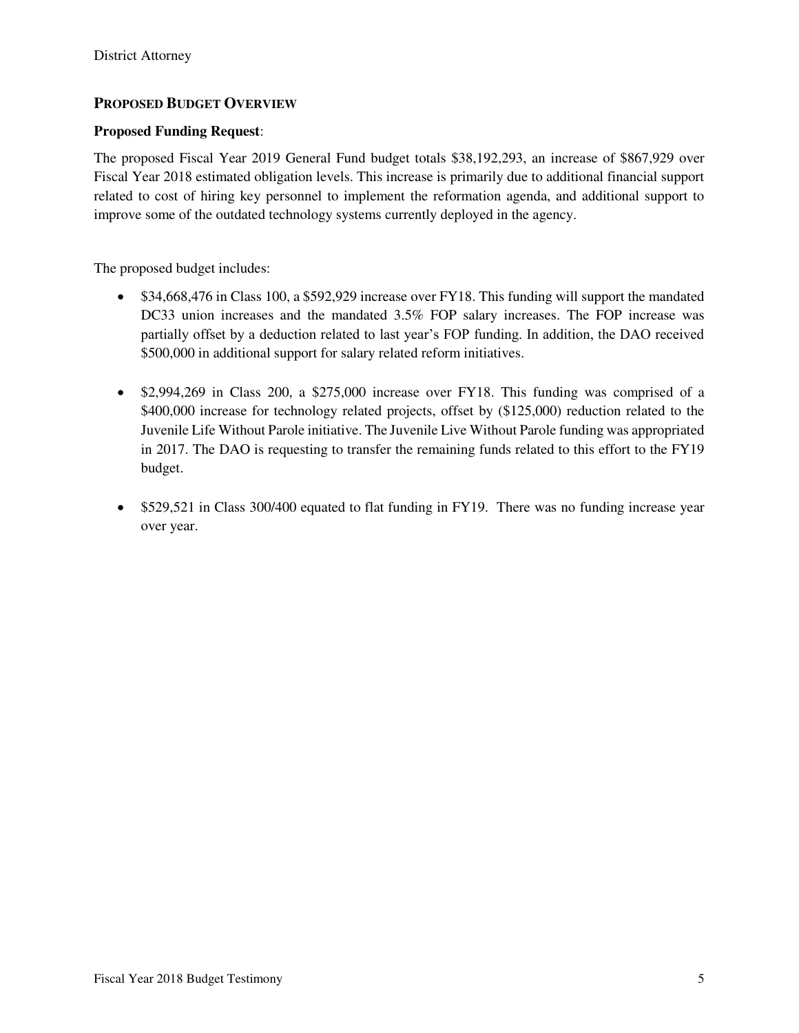## PROPOSED BUDGET OVERVIEW

**Proposed Funding Request**:

The proposed Fiscal Year 2019 General Fund budget totals $38,192,293, an increase of $867,929 over Fiscal Year 2018 estimated obligation levels. This increase is primarily due to additional financial support related to cost of hiring key personnel to implement the reformation agenda, and additional support to improve some of the outdated technology systems currently deployed in the agency.

The proposed budget includes:

- $34,668,476 in Class 100, a $592,929 increase over FY18. This funding will support the mandated DC33 union increases and the mandated 3.5% FOP salary increases. The FOP increase was partially offset by a deduction related to last year's FOP funding. In addition, the DAO received $500,000 in additional support for salary related reform initiatives.
- $2,994,269 in Class 200, a $275,000 increase over FY18. This funding was comprised of a $400,000 increase for technology related projects, offset by ($125,000) reduction related to the Juvenile Life Without Parole initiative. The Juvenile Live Without Parole funding was appropriated in 2017. The DAO is requesting to transfer the remaining funds related to this effort to the FY19 budget.
- $529,521 in Class 300/400 equated to flat funding in FY19. There was no funding increase year over year.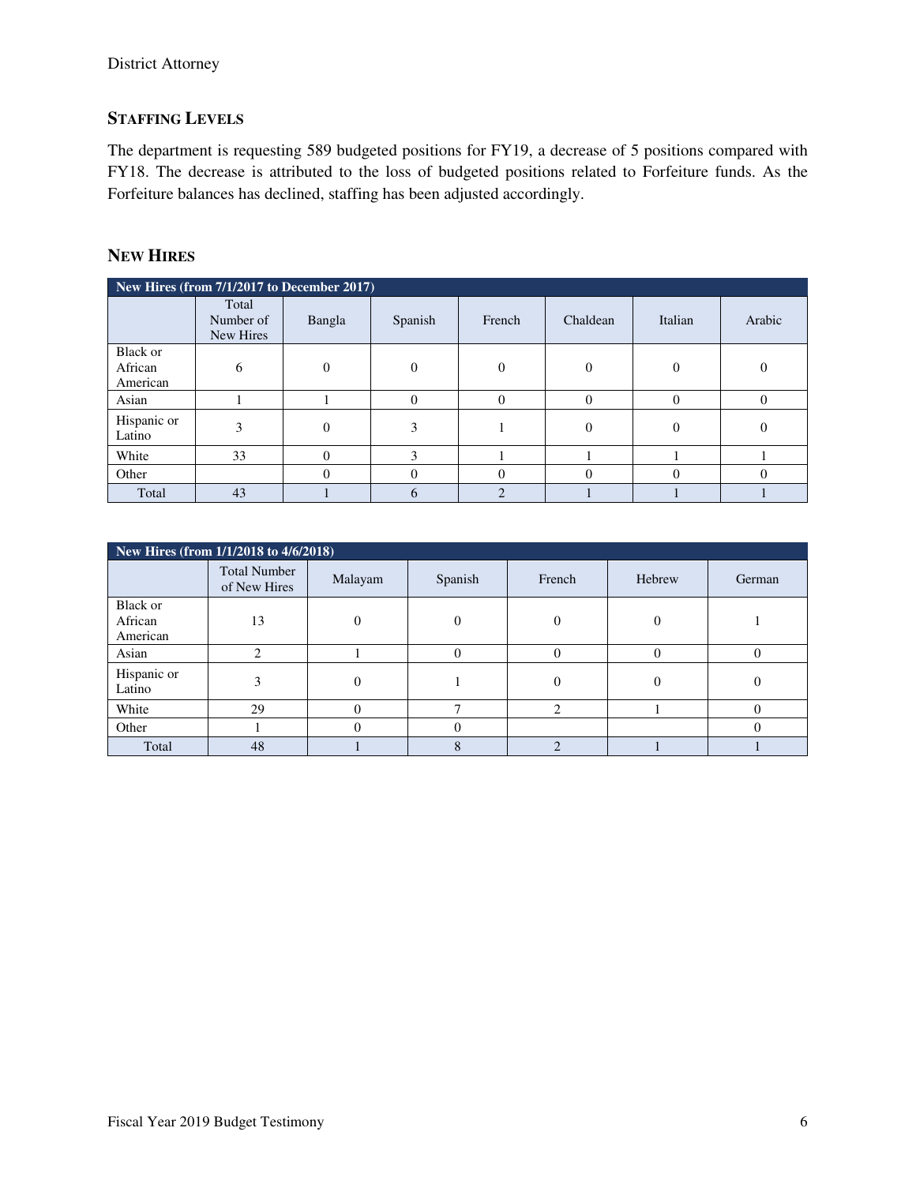## Staffing Levels

The department is requesting 589 budgeted positions for FY19, a decrease of 5 positions compared with FY18. The decrease is attributed to the loss of budgeted positions related to Forfeiture funds. As the Forfeiture balances has declined, staffing has been adjusted accordingly.

## New Hires

| New Hires (from 7/1/2017 to December 2017) | | | | | | | |
|---|---|---|---|---|---|---|---|
| | Total Number of New Hires | Bangla | Spanish | French | Chaldean | Italian | Arabic |
| Black or African American | 6 | 0 | 0 | 0 | 0 | 0 | 0 |
| Asian | 1 | 1 | 0 | 0 | 0 | 0 | 0 |
| Hispanic or Latino | 3 | 0 | 3 | 1 | 0 | 0 | 0 |
| White | 33 | 0 | 3 | 1 | 1 | 1 | 1 |
| Other | | 0 | 0 | 0 | 0 | 0 | 0 |
| Total | 43 | 1 | 6 | 2 | 1 | 1 | 1 |

| New Hires (from 1/1/2018 to 4/6/2018) | | | | | | |
|---|---|---|---|---|---|---|
| | Total Number of New Hires | Malayam | Spanish | French | Hebrew | German |
| Black or African American | 13 | 0 | 0 | 0 | 0 | 1 |
| Asian | 2 | 1 | 0 | 0 | 0 | 0 |
| Hispanic or Latino | 3 | 0 | 1 | 0 | 0 | 0 |
| White | 29 | 0 | 7 | 2 | 1 | 0 |
| Other | 1 | 0 | 0 | | | 0 |
| Total | 48 | 1 | 8 | 2 | 1 | 1 |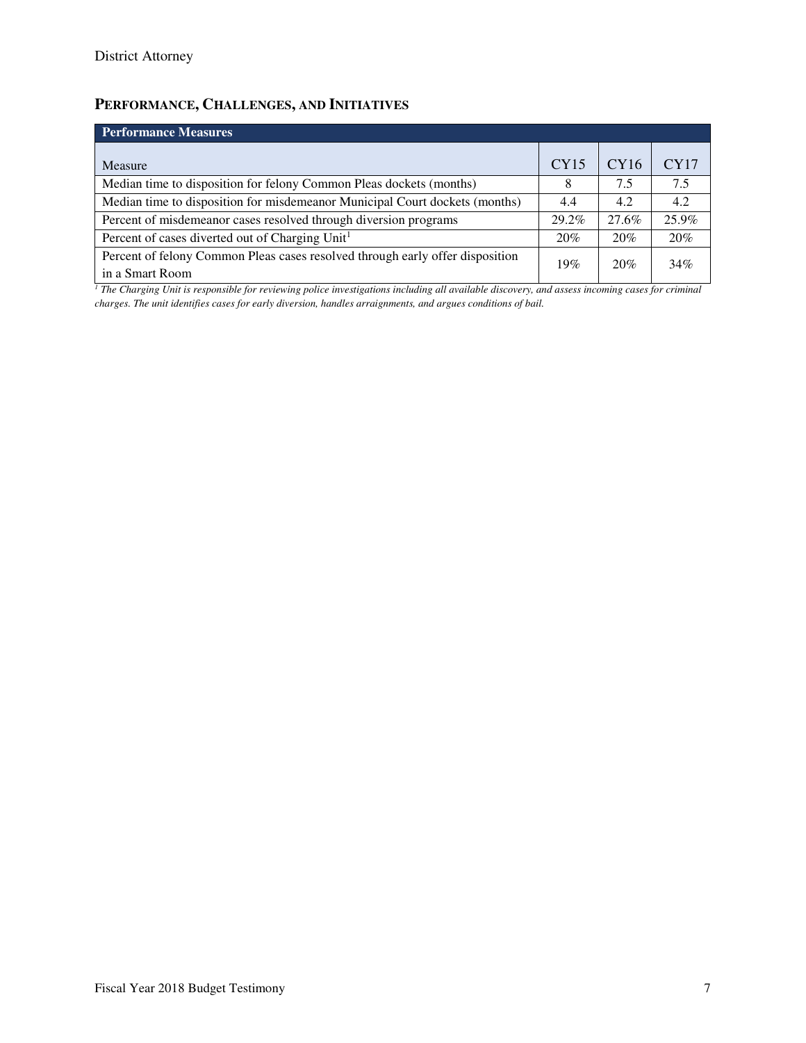## PERFORMANCE, CHALLENGES, AND INITIATIVES

| Performance Measures | | | |
|---|---|---|---|
| Measure | CY15 | CY16 | CY17 |
| Median time to disposition for felony Common Pleas dockets (months) | 8 | 7.5 | 7.5 |
| Median time to disposition for misdemeanor Municipal Court dockets (months) | 4.4 | 4.2 | 4.2 |
| Percent of misdemeanor cases resolved through diversion programs | 29.2% | 27.6% | 25.9% |
| Percent of cases diverted out of Charging Unit[1] | 20% | 20% | 20% |
| Percent of felony Common Pleas cases resolved through early offer disposition in a Smart Room | 19% | 20% | 34% |

*[1] The Charging Unit is responsible for reviewing police investigations including all available discovery, and assess incoming cases for criminal charges. The unit identifies cases for early diversion, handles arraignments, and argues conditions of bail.*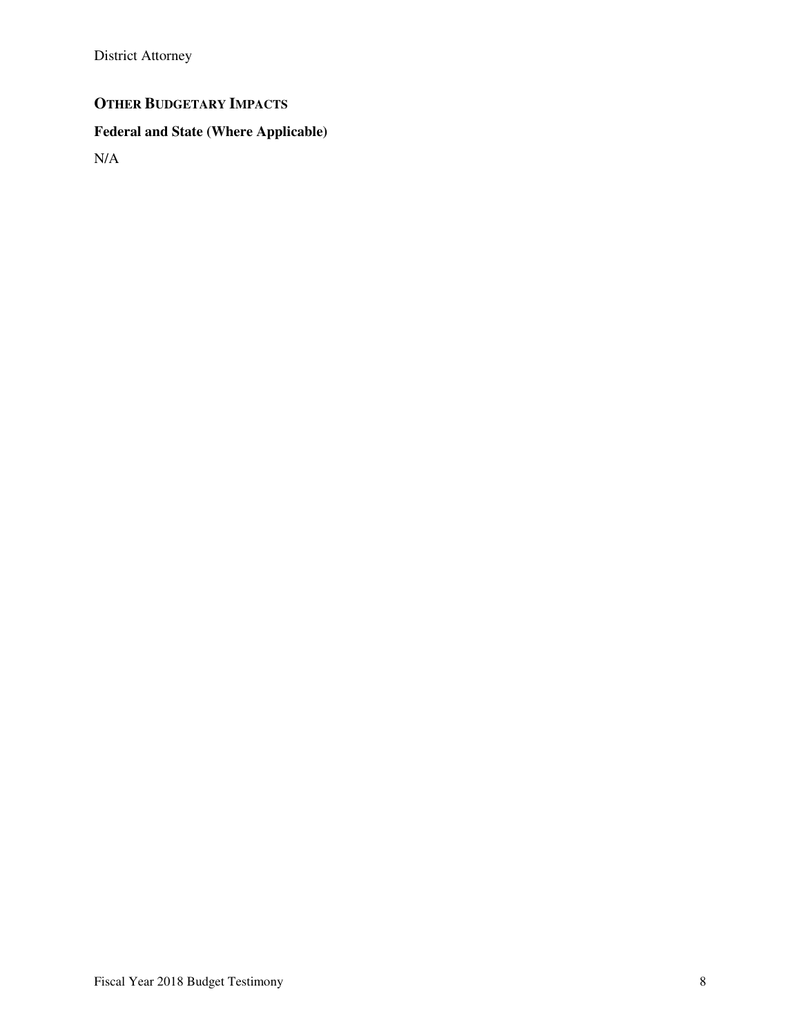## OTHER BUDGETARY IMPACTS

### Federal and State (Where Applicable)

N/A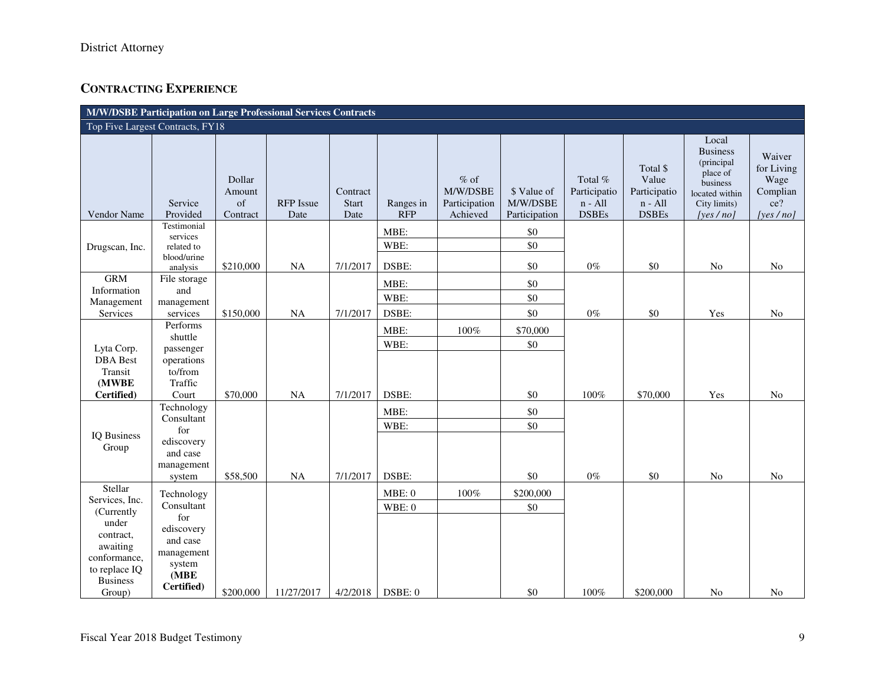## CONTRACTING EXPERIENCE

| M/W/DSBE Participation on Large Professional Services Contracts | | | | | | | | | | | |
|---|---|---|---|---|---|---|---|---|---|---|---|
| Top Five Largest Contracts, FY18 | | | | | | | | | | | |
| Vendor Name | Service Provided | Dollar Amount of Contract | RFP Issue Date | Contract Start Date | Ranges in RFP | % of M/W/DSBE Participation Achieved | $ Value of M/W/DSBE Participation | Total % Participation - All DSBEs | Total $ Value Participation - All DSBEs | Local Business (principal place of business located within City limits) [yes / no] | Waiver for Living Wage Compliance? [yes / no] |
| Drugscan, Inc. | Testimonial services related to blood/urine analysis | $210,000 | NA | 7/1/2017 | MBE: | | $0 | 0% | $0 | No | No |
| | | | | | WBE: | | $0 | | | | |
| | | | | | DSBE: | | $0 | | | | |
| GRM Information Management Services | File storage and management services | $150,000 | NA | 7/1/2017 | MBE: | | $0 | 0% | $0 | Yes | No |
| | | | | | WBE: | | $0 | | | | |
| | | | | | DSBE: | | $0 | | | | |
| Lyta Corp. DBA Best Transit **(MWBE Certified)** | Performs shuttle passenger operations to/from Traffic Court | $70,000 | NA | 7/1/2017 | MBE: | 100% | $70,000 | 100% | $70,000 | Yes | No |
| | | | | | WBE: | | $0 | | | | |
| | | | | | DSBE: | | $0 | | | | |
| IQ Business Group | Technology Consultant for ediscovery and case management system | $58,500 | NA | 7/1/2017 | MBE: | | $0 | 0% | $0 | No | No |
| | | | | | WBE: | | $0 | | | | |
| | | | | | DSBE: | | $0 | | | | |
| Stellar Services, Inc. (Currently under contract, awaiting conformance, to replace IQ Business Group) | Technology Consultant for ediscovery and case management system **(MBE Certified)** | $200,000 | 11/27/2017 | 4/2/2018 | MBE: 0 | 100% | $200,000 | 100% | $200,000 | No | No |
| | | | | | WBE: 0 | | $0 | | | | |
| | | | | | DSBE: 0 | | $0 | | | | |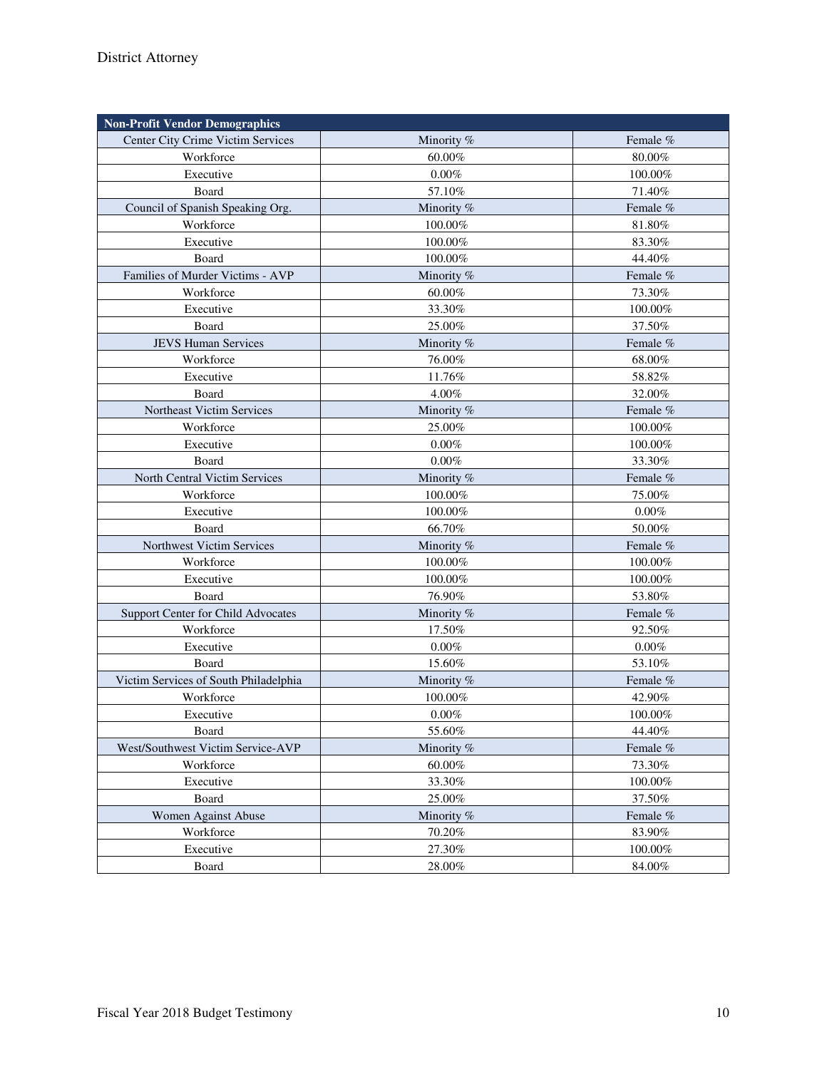| Non-Profit Vendor Demographics | | |
|---|---|---|
| Center City Crime Victim Services | Minority % | Female % |
| Workforce | 60.00% | 80.00% |
| Executive | 0.00% | 100.00% |
| Board | 57.10% | 71.40% |
| Council of Spanish Speaking Org. | Minority % | Female % |
| Workforce | 100.00% | 81.80% |
| Executive | 100.00% | 83.30% |
| Board | 100.00% | 44.40% |
| Families of Murder Victims - AVP | Minority % | Female % |
| Workforce | 60.00% | 73.30% |
| Executive | 33.30% | 100.00% |
| Board | 25.00% | 37.50% |
| JEVS Human Services | Minority % | Female % |
| Workforce | 76.00% | 68.00% |
| Executive | 11.76% | 58.82% |
| Board | 4.00% | 32.00% |
| Northeast Victim Services | Minority % | Female % |
| Workforce | 25.00% | 100.00% |
| Executive | 0.00% | 100.00% |
| Board | 0.00% | 33.30% |
| North Central Victim Services | Minority % | Female % |
| Workforce | 100.00% | 75.00% |
| Executive | 100.00% | 0.00% |
| Board | 66.70% | 50.00% |
| Northwest Victim Services | Minority % | Female % |
| Workforce | 100.00% | 100.00% |
| Executive | 100.00% | 100.00% |
| Board | 76.90% | 53.80% |
| Support Center for Child Advocates | Minority % | Female % |
| Workforce | 17.50% | 92.50% |
| Executive | 0.00% | 0.00% |
| Board | 15.60% | 53.10% |
| Victim Services of South Philadelphia | Minority % | Female % |
| Workforce | 100.00% | 42.90% |
| Executive | 0.00% | 100.00% |
| Board | 55.60% | 44.40% |
| West/Southwest Victim Service-AVP | Minority % | Female % |
| Workforce | 60.00% | 73.30% |
| Executive | 33.30% | 100.00% |
| Board | 25.00% | 37.50% |
| Women Against Abuse | Minority % | Female % |
| Workforce | 70.20% | 83.90% |
| Executive | 27.30% | 100.00% |
| Board | 28.00% | 84.00% |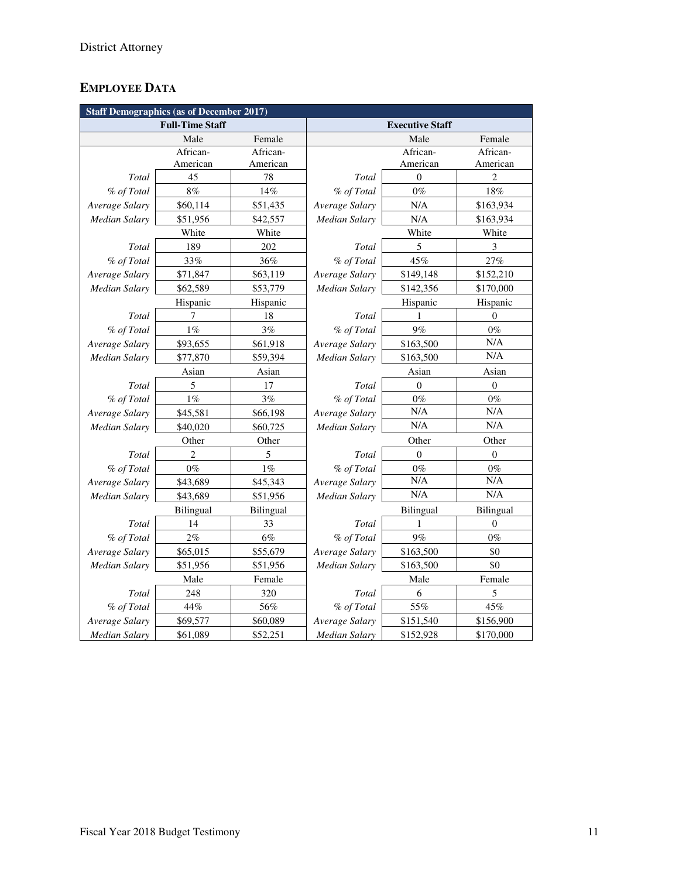## EMPLOYEE DATA

| Staff Demographics (as of December 2017) | | | | | |
|---|---|---|---|---|---|
| Full-Time Staff | | | Executive Staff | | |
| | Male | Female | | Male | Female |
| | African-American | African-American | | African-American | African-American |
| *Total* | 45 | 78 | *Total* | 0 | 2 |
| *% of Total* | 8% | 14% | *% of Total* | 0% | 18% |
| *Average Salary* | $60,114 | $51,435 | *Average Salary* | N/A | $163,934 |
| *Median Salary* | $51,956 | $42,557 | *Median Salary* | N/A | $163,934 |
| | White | White | | White | White |
| *Total* | 189 | 202 | *Total* | 5 | 3 |
| *% of Total* | 33% | 36% | *% of Total* | 45% | 27% |
| *Average Salary* | $71,847 | $63,119 | *Average Salary* | $149,148 | $152,210 |
| *Median Salary* | $62,589 | $53,779 | *Median Salary* | $142,356 | $170,000 |
| | Hispanic | Hispanic | | Hispanic | Hispanic |
| *Total* | 7 | 18 | *Total* | 1 | 0 |
| *% of Total* | 1% | 3% | *% of Total* | 9% | 0% |
| *Average Salary* | $93,655 | $61,918 | *Average Salary* | $163,500 | N/A |
| *Median Salary* | $77,870 | $59,394 | *Median Salary* | $163,500 | N/A |
| | Asian | Asian | | Asian | Asian |
| *Total* | 5 | 17 | *Total* | 0 | 0 |
| *% of Total* | 1% | 3% | *% of Total* | 0% | 0% |
| *Average Salary* | $45,581 | $66,198 | *Average Salary* | N/A | N/A |
| *Median Salary* | $40,020 | $60,725 | *Median Salary* | N/A | N/A |
| | Other | Other | | Other | Other |
| *Total* | 2 | 5 | *Total* | 0 | 0 |
| *% of Total* | 0% | 1% | *% of Total* | 0% | 0% |
| *Average Salary* | $43,689 | $45,343 | *Average Salary* | N/A | N/A |
| *Median Salary* | $43,689 | $51,956 | *Median Salary* | N/A | N/A |
| | Bilingual | Bilingual | | Bilingual | Bilingual |
| *Total* | 14 | 33 | *Total* | 1 | 0 |
| *% of Total* | 2% | 6% | *% of Total* | 9% | 0% |
| *Average Salary* | $65,015 | $55,679 | *Average Salary* | $163,500 | $0 |
| *Median Salary* | $51,956 | $51,956 | *Median Salary* | $163,500 | $0 |
| | Male | Female | | Male | Female |
| *Total* | 248 | 320 | *Total* | 6 | 5 |
| *% of Total* | 44% | 56% | *% of Total* | 55% | 45% |
| *Average Salary* | $69,577 | $60,089 | *Average Salary* | $151,540 | $156,900 |
| *Median Salary* | $61,089 | $52,251 | *Median Salary* | $152,928 | $170,000 |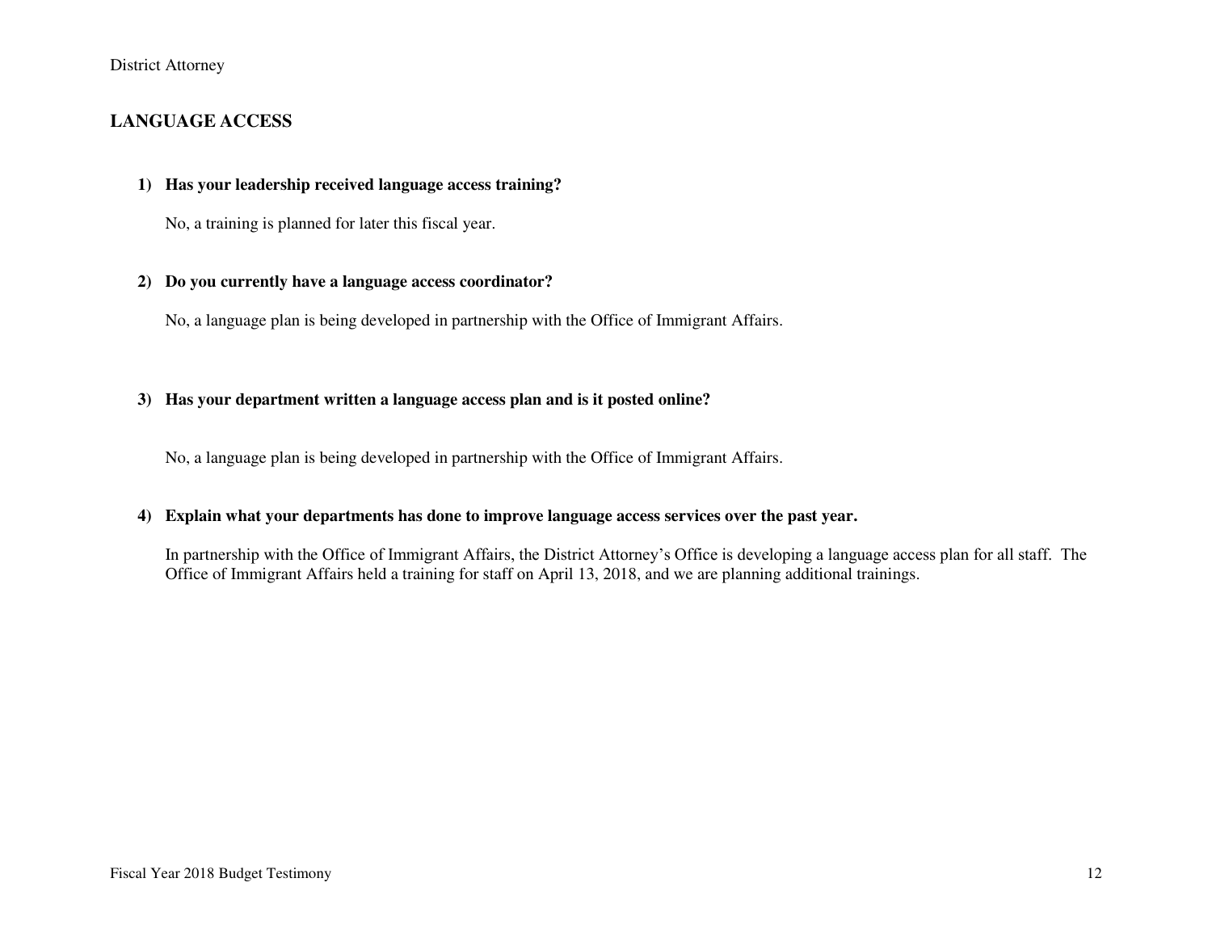## LANGUAGE ACCESS

**1) Has your leadership received language access training?**

No, a training is planned for later this fiscal year.

**2) Do you currently have a language access coordinator?**

No, a language plan is being developed in partnership with the Office of Immigrant Affairs.

**3) Has your department written a language access plan and is it posted online?**

No, a language plan is being developed in partnership with the Office of Immigrant Affairs.

**4) Explain what your departments has done to improve language access services over the past year.**

In partnership with the Office of Immigrant Affairs, the District Attorney's Office is developing a language access plan for all staff. The Office of Immigrant Affairs held a training for staff on April 13, 2018, and we are planning additional trainings.